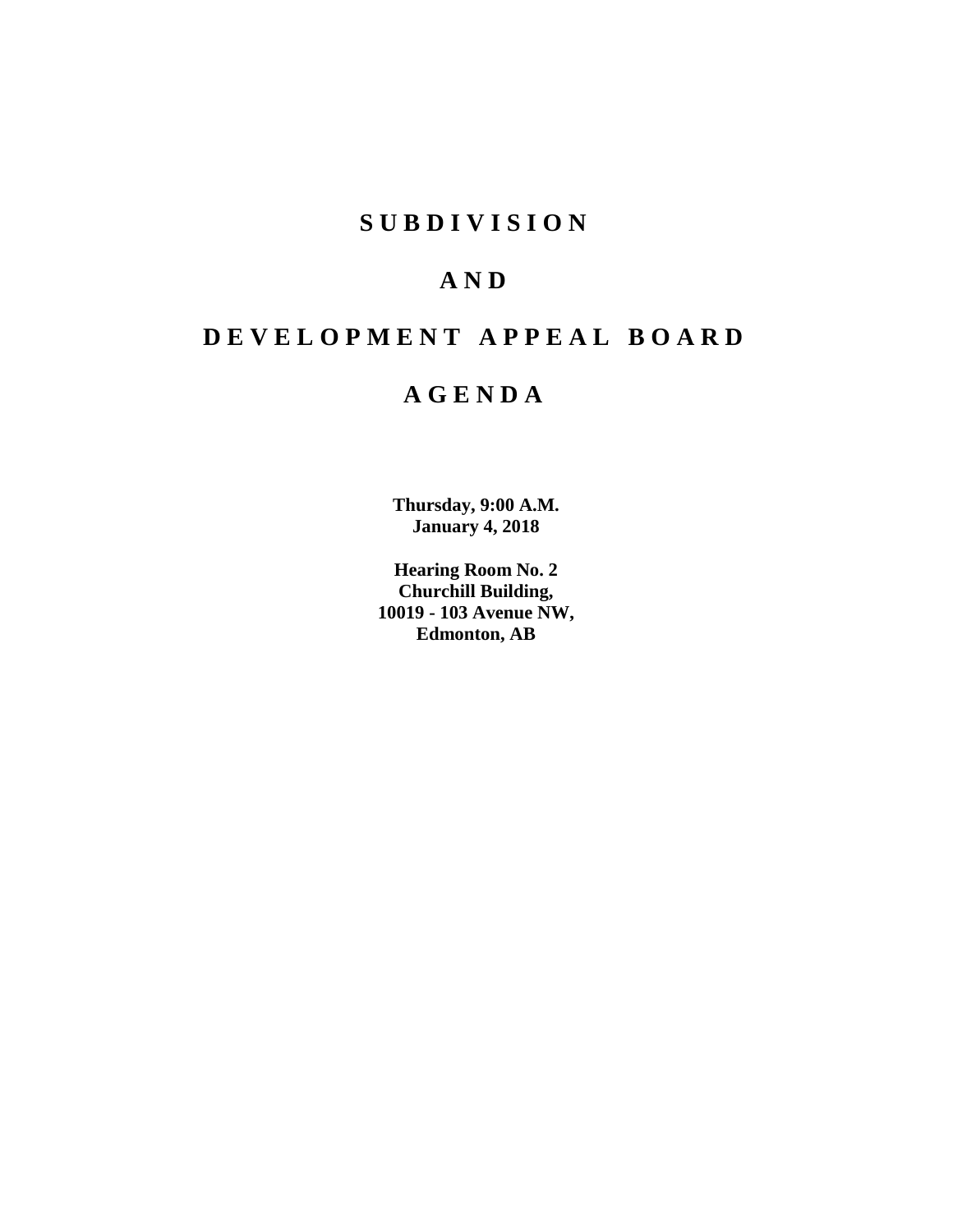# S U B D I V I S I O N

# A N D

# D E V E L O P M E N T   A P P E A L   B O A R D

# A G E N D A

**Thursday, 9:00 A.M.**
**January 4, 2018**

**Hearing Room No. 2**
**Churchill Building,**
**10019 - 103 Avenue NW,**
**Edmonton, AB**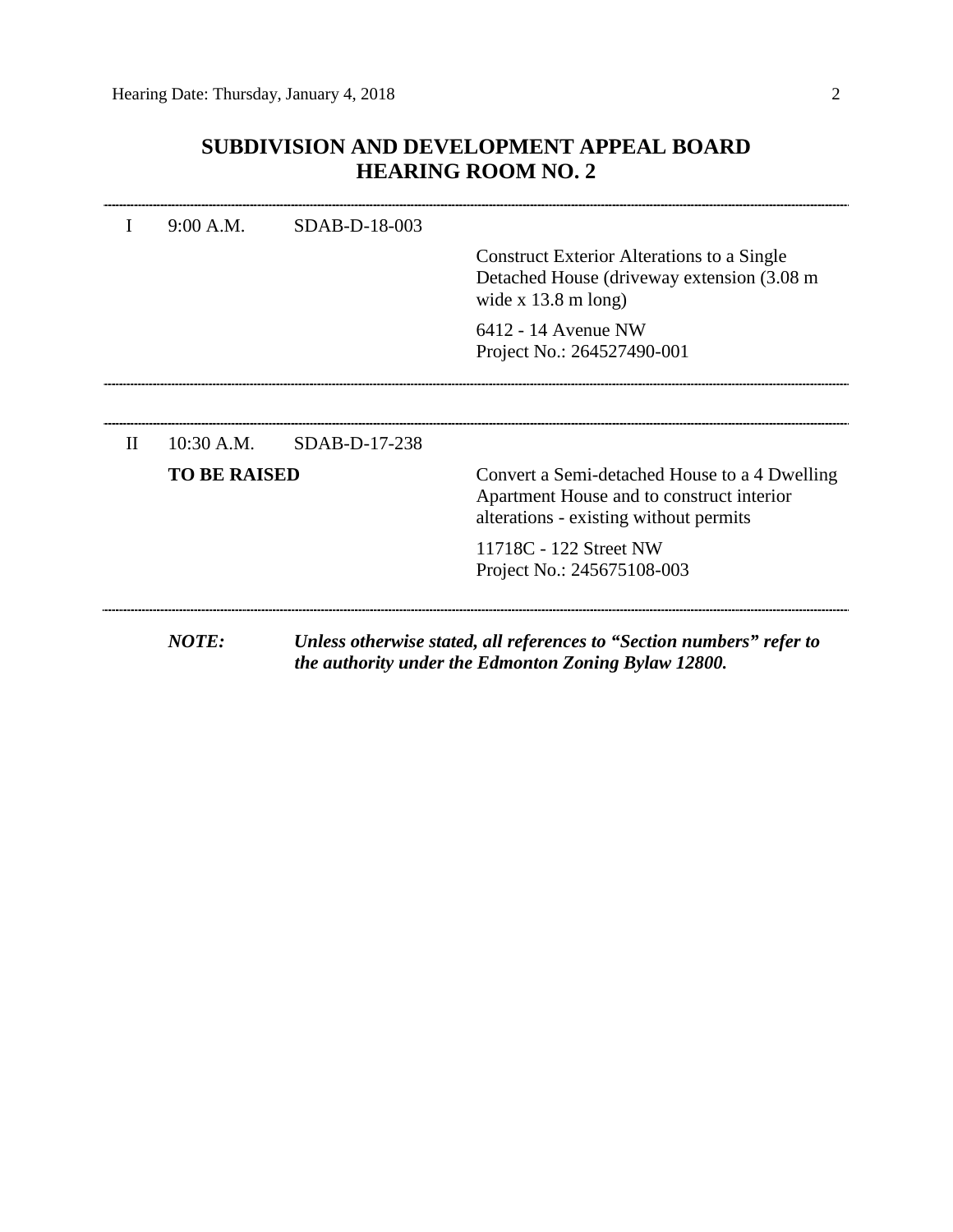# SUBDIVISION AND DEVELOPMENT APPEAL BOARD
# HEARING ROOM NO. 2

---

| | | | |
|---|---|---|---|
| I | 9:00 A.M. | SDAB-D-18-003 | |
| | | | Construct Exterior Alterations to a Single Detached House (driveway extension (3.08 m wide x 13.8 m long) |
| | | | 6412 - 14 Avenue NW<br>Project No.: 264527490-001 |

---

---

| | | | |
|---|---|---|---|
| II | 10:30 A.M. | SDAB-D-17-238 | |
| | **TO BE RAISED** | | Convert a Semi-detached House to a 4 Dwelling Apartment House and to construct interior alterations - existing without permits |
| | | | 11718C - 122 Street NW<br>Project No.: 245675108-003 |

---

***NOTE:*** ***Unless otherwise stated, all references to "Section numbers" refer to the authority under the Edmonton Zoning Bylaw 12800.***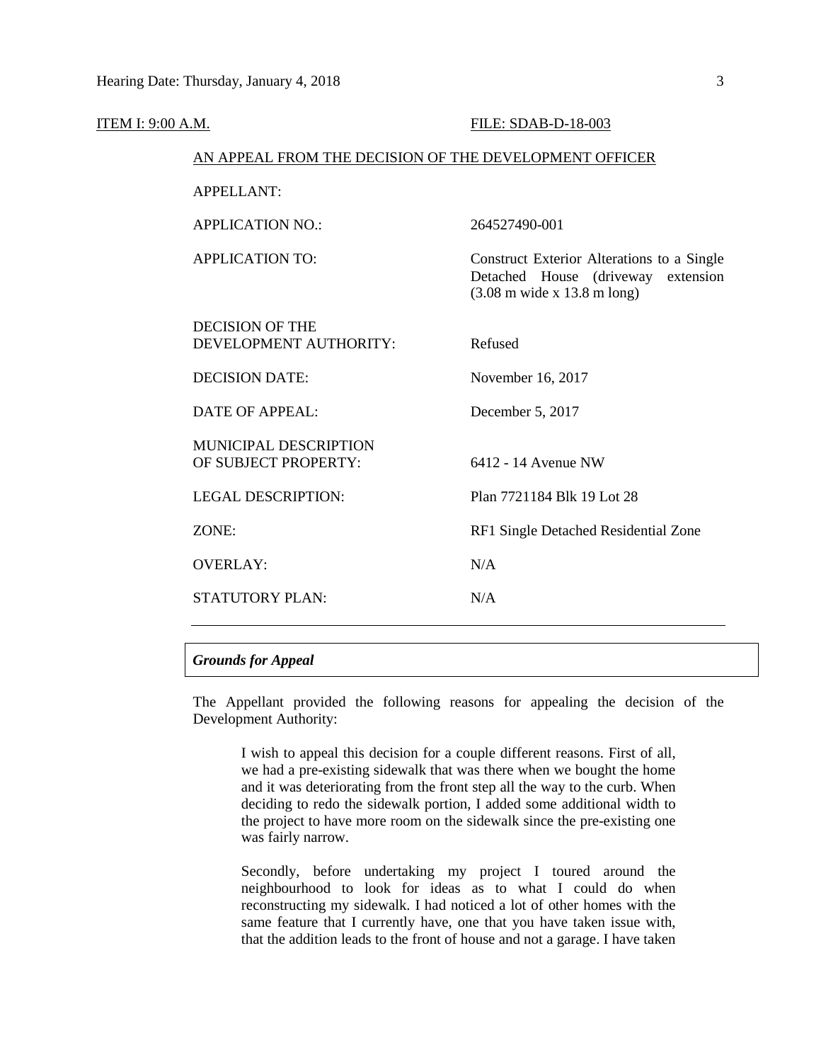ITEM I: 9:00 A.M. FILE: SDAB-D-18-003

AN APPEAL FROM THE DECISION OF THE DEVELOPMENT OFFICER

| | |
|---|---|
| APPELLANT: | |
| APPLICATION NO.: | 264527490-001 |
| APPLICATION TO: | Construct Exterior Alterations to a Single Detached House (driveway extension (3.08 m wide x 13.8 m long) |
| DECISION OF THE DEVELOPMENT AUTHORITY: | Refused |
| DECISION DATE: | November 16, 2017 |
| DATE OF APPEAL: | December 5, 2017 |
| MUNICIPAL DESCRIPTION OF SUBJECT PROPERTY: | 6412 - 14 Avenue NW |
| LEGAL DESCRIPTION: | Plan 7721184 Blk 19 Lot 28 |
| ZONE: | RF1 Single Detached Residential Zone |
| OVERLAY: | N/A |
| STATUTORY PLAN: | N/A |

***Grounds for Appeal***

The Appellant provided the following reasons for appealing the decision of the Development Authority:

> I wish to appeal this decision for a couple different reasons. First of all, we had a pre-existing sidewalk that was there when we bought the home and it was deteriorating from the front step all the way to the curb. When deciding to redo the sidewalk portion, I added some additional width to the project to have more room on the sidewalk since the pre-existing one was fairly narrow.
>
> Secondly, before undertaking my project I toured around the neighbourhood to look for ideas as to what I could do when reconstructing my sidewalk. I had noticed a lot of other homes with the same feature that I currently have, one that you have taken issue with, that the addition leads to the front of house and not a garage. I have taken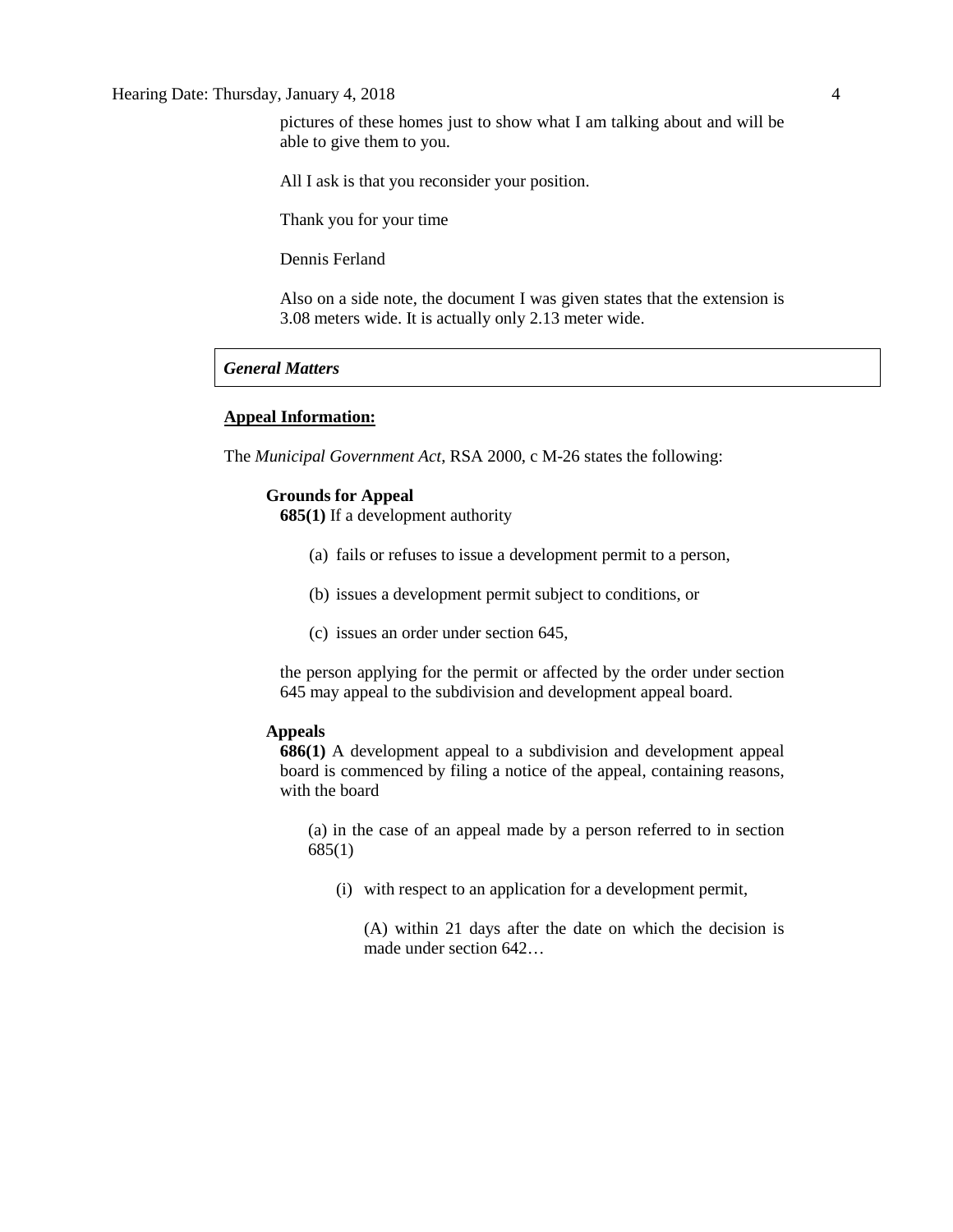pictures of these homes just to show what I am talking about and will be able to give them to you.

All I ask is that you reconsider your position.

Thank you for your time

Dennis Ferland

Also on a side note, the document I was given states that the extension is 3.08 meters wide. It is actually only 2.13 meter wide.

## *General Matters*

**Appeal Information:**

The *Municipal Government Act*, RSA 2000, c M-26 states the following:

**Grounds for Appeal**

**685(1)** If a development authority

(a) fails or refuses to issue a development permit to a person,

(b) issues a development permit subject to conditions, or

(c) issues an order under section 645,

the person applying for the permit or affected by the order under section 645 may appeal to the subdivision and development appeal board.

**Appeals**

**686(1)** A development appeal to a subdivision and development appeal board is commenced by filing a notice of the appeal, containing reasons, with the board

(a) in the case of an appeal made by a person referred to in section 685(1)

(i) with respect to an application for a development permit,

(A) within 21 days after the date on which the decision is made under section 642…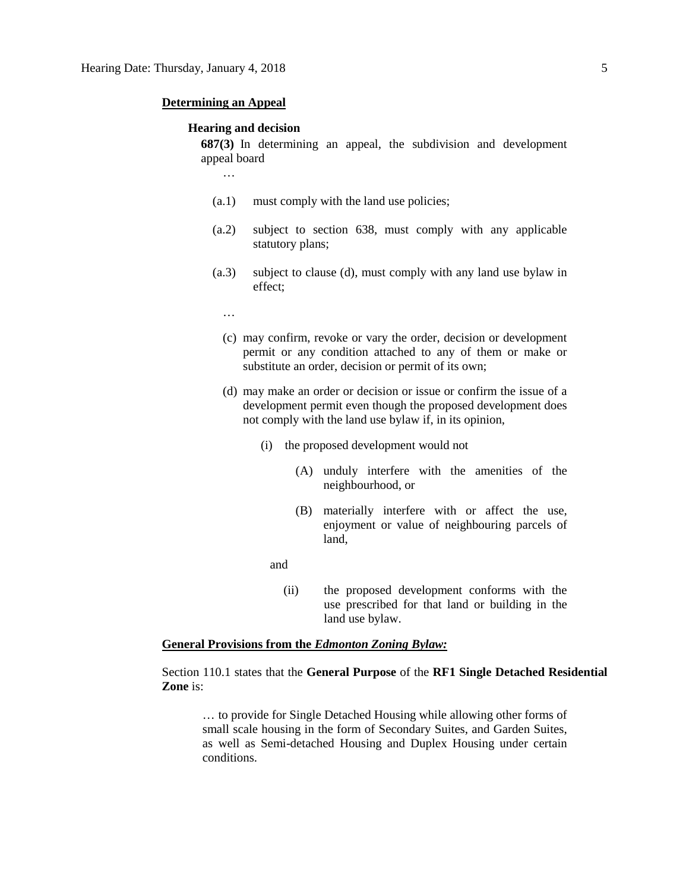**Determining an Appeal**

**Hearing and decision**

**687(3)** In determining an appeal, the subdivision and development appeal board

…

(a.1) must comply with the land use policies;

(a.2) subject to section 638, must comply with any applicable statutory plans;

(a.3) subject to clause (d), must comply with any land use bylaw in effect;

…

(c) may confirm, revoke or vary the order, decision or development permit or any condition attached to any of them or make or substitute an order, decision or permit of its own;

(d) may make an order or decision or issue or confirm the issue of a development permit even though the proposed development does not comply with the land use bylaw if, in its opinion,

(i) the proposed development would not

(A) unduly interfere with the amenities of the neighbourhood, or

(B) materially interfere with or affect the use, enjoyment or value of neighbouring parcels of land,

and

(ii) the proposed development conforms with the use prescribed for that land or building in the land use bylaw.

**General Provisions from the *Edmonton Zoning Bylaw:***

Section 110.1 states that the **General Purpose** of the **RF1 Single Detached Residential Zone** is:

> … to provide for Single Detached Housing while allowing other forms of small scale housing in the form of Secondary Suites, and Garden Suites, as well as Semi-detached Housing and Duplex Housing under certain conditions.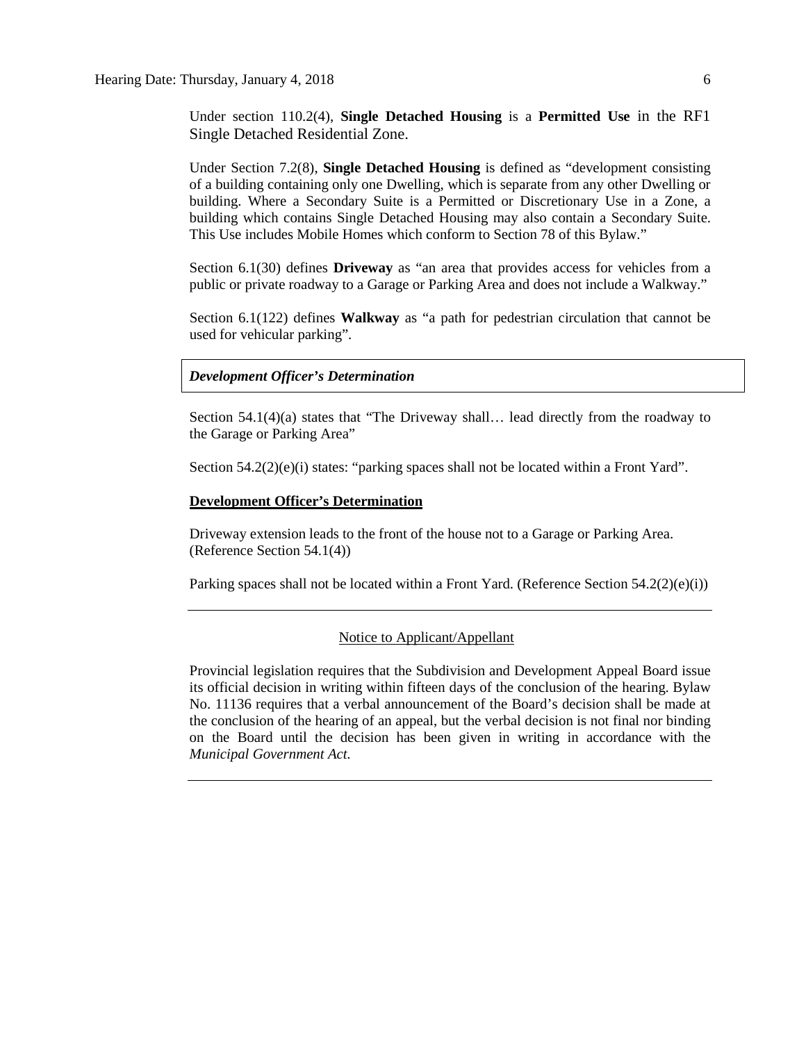Under section 110.2(4), **Single Detached Housing** is a **Permitted Use** in the RF1 Single Detached Residential Zone.

Under Section 7.2(8), **Single Detached Housing** is defined as "development consisting of a building containing only one Dwelling, which is separate from any other Dwelling or building. Where a Secondary Suite is a Permitted or Discretionary Use in a Zone, a building which contains Single Detached Housing may also contain a Secondary Suite. This Use includes Mobile Homes which conform to Section 78 of this Bylaw."

Section 6.1(30) defines **Driveway** as "an area that provides access for vehicles from a public or private roadway to a Garage or Parking Area and does not include a Walkway."

Section 6.1(122) defines **Walkway** as "a path for pedestrian circulation that cannot be used for vehicular parking".

***Development Officer's Determination***

Section 54.1(4)(a) states that "The Driveway shall… lead directly from the roadway to the Garage or Parking Area"

Section 54.2(2)(e)(i) states: "parking spaces shall not be located within a Front Yard".

**Development Officer's Determination**

Driveway extension leads to the front of the house not to a Garage or Parking Area. (Reference Section 54.1(4))

Parking spaces shall not be located within a Front Yard. (Reference Section 54.2(2)(e)(i))

---

Notice to Applicant/Appellant

Provincial legislation requires that the Subdivision and Development Appeal Board issue its official decision in writing within fifteen days of the conclusion of the hearing. Bylaw No. 11136 requires that a verbal announcement of the Board's decision shall be made at the conclusion of the hearing of an appeal, but the verbal decision is not final nor binding on the Board until the decision has been given in writing in accordance with the *Municipal Government Act.*

---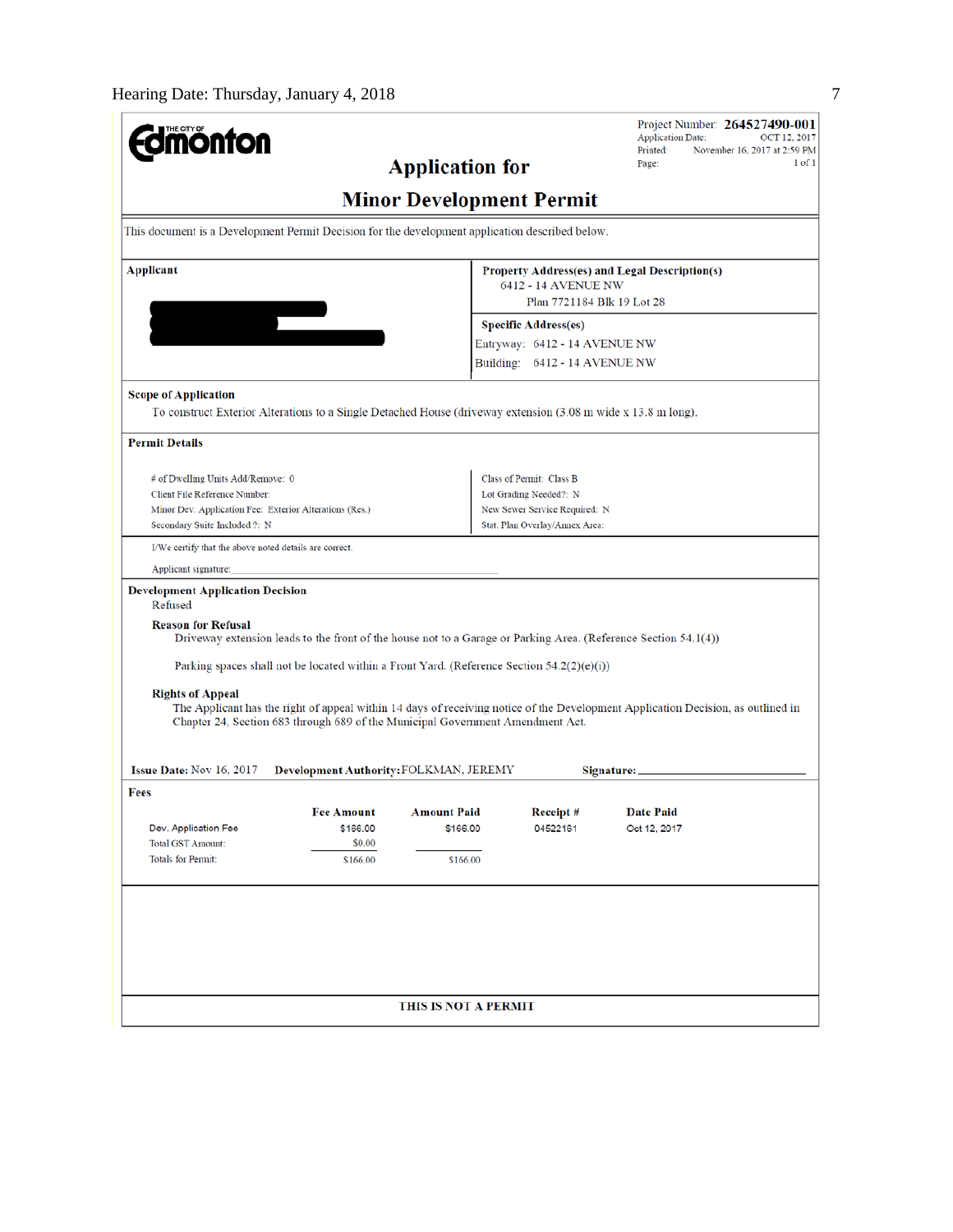Project Number: **264527490-001**
Application Date: OCT 12, 2017
Printed: November 16, 2017 at 2:59 PM
Page: 1 of 1

# Application for Minor Development Permit

This document is a Development Permit Decision for the development application described below.

**Applicant**

**Property Address(es) and Legal Description(s)**
6412 - 14 AVENUE NW
Plan 7721184 Blk 19 Lot 28

**Specific Address(es)**
Entryway: 6412 - 14 AVENUE NW
Building: 6412 - 14 AVENUE NW

**Scope of Application**
To construct Exterior Alterations to a Single Detached House (driveway extension (3.08 m wide x 13.8 m long).

**Permit Details**

| | |
|---|---|
| # of Dwelling Units Add/Remove: 0 | Class of Permit: Class B |
| Client File Reference Number: | Lot Grading Needed?: N |
| Minor Dev. Application Fee: Exterior Alterations (Res.) | New Sewer Service Required: N |
| Secondary Suite Included ?: N | Stat. Plan Overlay/Annex Area: |

I/We certify that the above noted details are correct.

Applicant signature:

**Development Application Decision**
Refused

**Reason for Refusal**
Driveway extension leads to the front of the house not to a Garage or Parking Area. (Reference Section 54.1(4))

Parking spaces shall not be located within a Front Yard. (Reference Section 54.2(2)(e)(i))

**Rights of Appeal**
The Applicant has the right of appeal within 14 days of receiving notice of the Development Application Decision, as outlined in Chapter 24, Section 683 through 689 of the Municipal Government Amendment Act.

**Issue Date:** Nov 16, 2017 **Development Authority:** FOLKMAN, JEREMY **Signature:**

**Fees**

| | Fee Amount | Amount Paid | Receipt # | Date Paid |
|---|---|---|---|---|
| Dev. Application Fee | $166.00 | $166.00 | 04522161 | Oct 12, 2017 |
| Total GST Amount: | $0.00 | | | |
| Totals for Permit: | $166.00 | $166.00 | | |

**THIS IS NOT A PERMIT**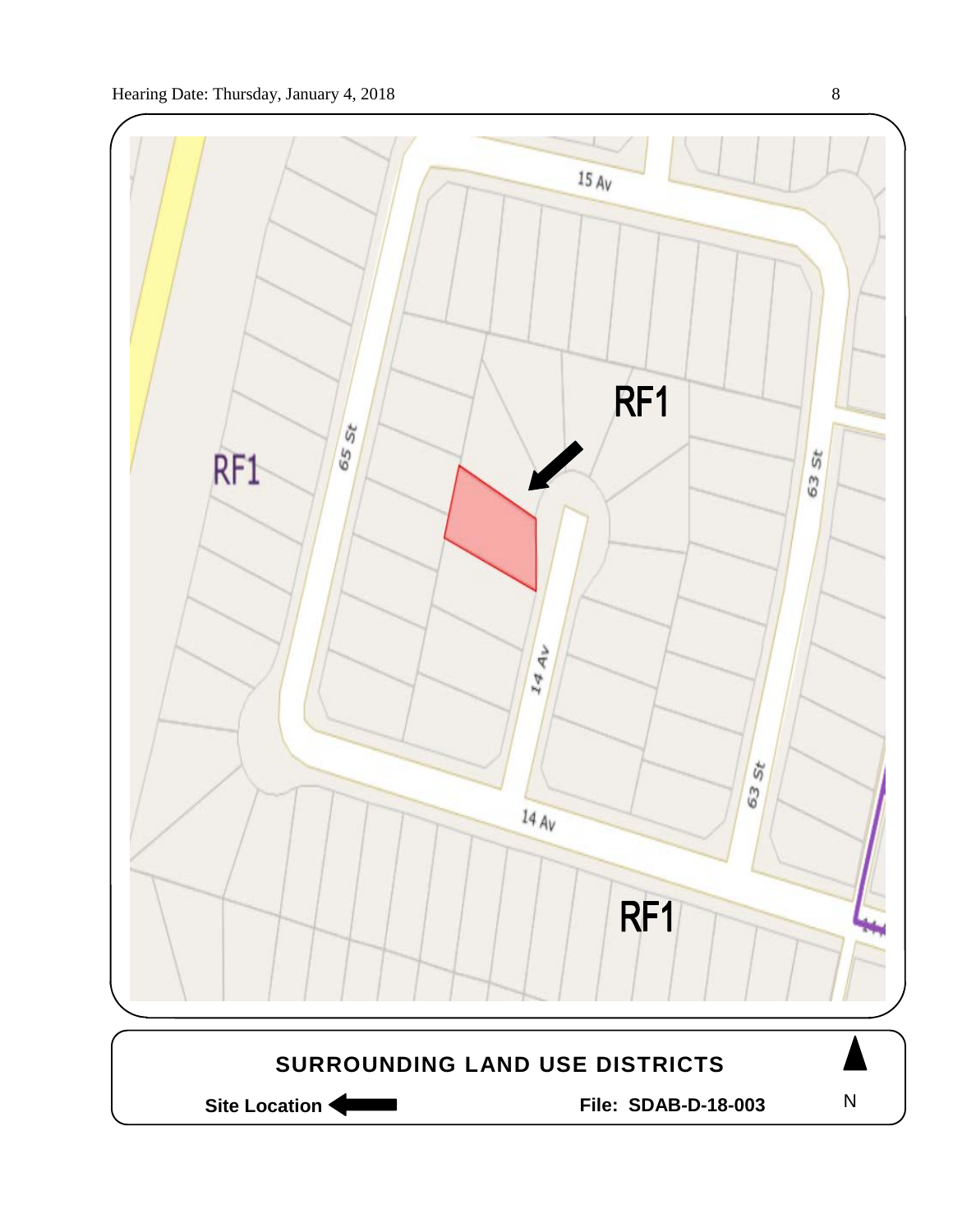15 Av

RF1

65 St

RF1

63 St

14 Av

63 St

14 Av

RF1

**SURROUNDING LAND USE DISTRICTS**

**Site Location** ⬅

**File: SDAB-D-18-003**

N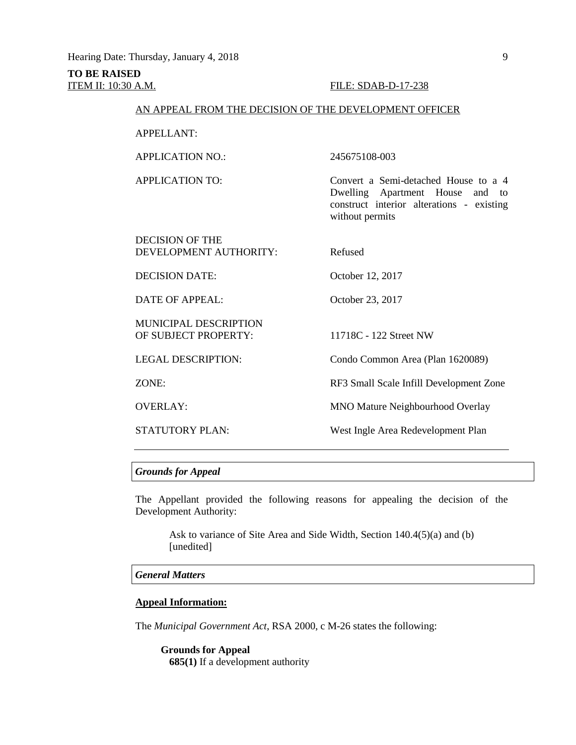**TO BE RAISED**
ITEM II: 10:30 A.M. FILE: SDAB-D-17-238

AN APPEAL FROM THE DECISION OF THE DEVELOPMENT OFFICER

| | |
|---|---|
| APPELLANT: | |
| APPLICATION NO.: | 245675108-003 |
| APPLICATION TO: | Convert a Semi-detached House to a 4 Dwelling Apartment House and to construct interior alterations - existing without permits |
| DECISION OF THE DEVELOPMENT AUTHORITY: | Refused |
| DECISION DATE: | October 12, 2017 |
| DATE OF APPEAL: | October 23, 2017 |
| MUNICIPAL DESCRIPTION OF SUBJECT PROPERTY: | 11718C - 122 Street NW |
| LEGAL DESCRIPTION: | Condo Common Area (Plan 1620089) |
| ZONE: | RF3 Small Scale Infill Development Zone |
| OVERLAY: | MNO Mature Neighbourhood Overlay |
| STATUTORY PLAN: | West Ingle Area Redevelopment Plan |

***Grounds for Appeal***

The Appellant provided the following reasons for appealing the decision of the Development Authority:

> Ask to variance of Site Area and Side Width, Section 140.4(5)(a) and (b) [unedited]

***General Matters***

**Appeal Information:**

The *Municipal Government Act*, RSA 2000, c M-26 states the following:

**Grounds for Appeal**
**685(1)** If a development authority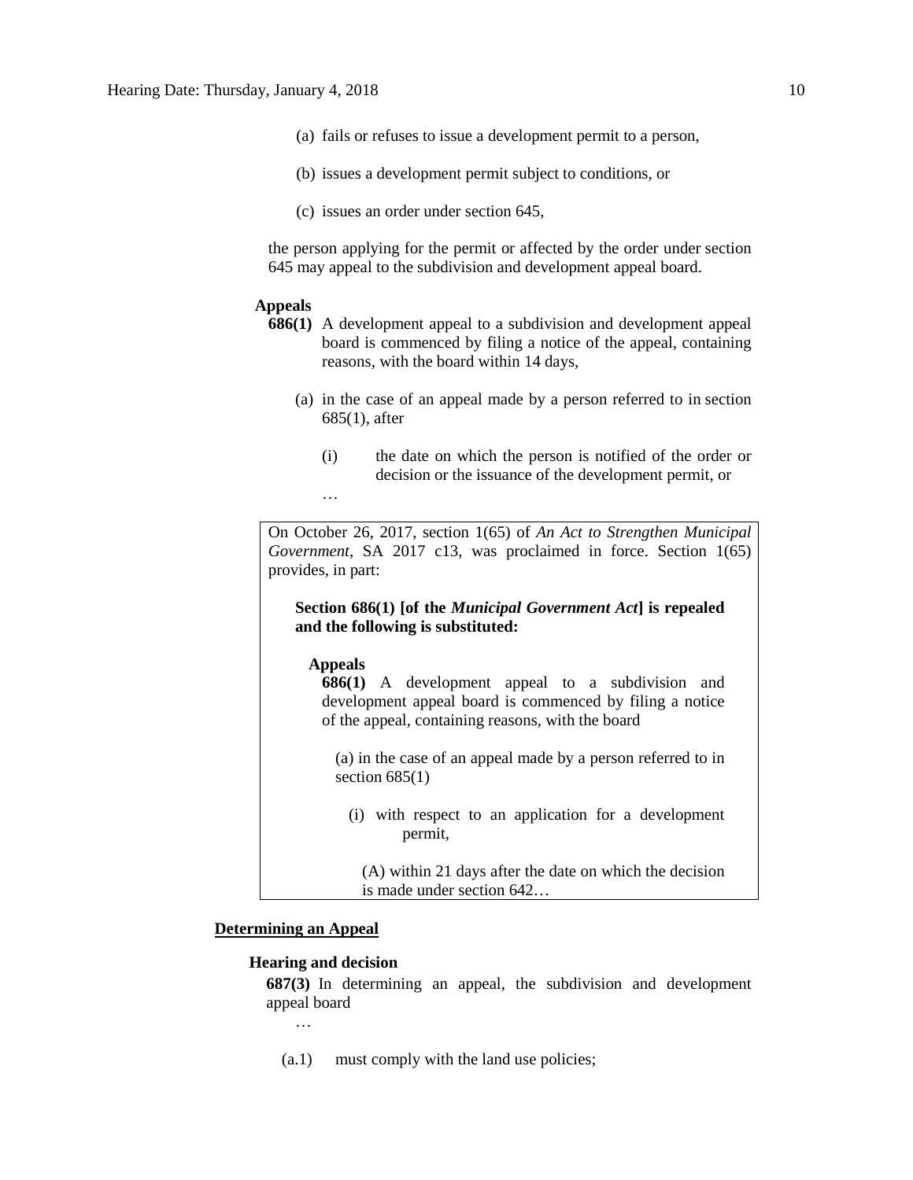(a) fails or refuses to issue a development permit to a person,

(b) issues a development permit subject to conditions, or

(c) issues an order under section 645,

the person applying for the permit or affected by the order under section 645 may appeal to the subdivision and development appeal board.

**Appeals**

**686(1)** A development appeal to a subdivision and development appeal board is commenced by filing a notice of the appeal, containing reasons, with the board within 14 days,

(a) in the case of an appeal made by a person referred to in section 685(1), after

(i) the date on which the person is notified of the order or decision or the issuance of the development permit, or

…

> On October 26, 2017, section 1(65) of *An Act to Strengthen Municipal Government*, SA 2017 c13, was proclaimed in force. Section 1(65) provides, in part:
>
> **Section 686(1) [of the *Municipal Government Act*] is repealed and the following is substituted:**
>
> **Appeals**
>
> **686(1)** A development appeal to a subdivision and development appeal board is commenced by filing a notice of the appeal, containing reasons, with the board
>
> (a) in the case of an appeal made by a person referred to in section 685(1)
>
> (i) with respect to an application for a development permit,
>
> (A) within 21 days after the date on which the decision is made under section 642…

**<u>Determining an Appeal</u>**

**Hearing and decision**

**687(3)** In determining an appeal, the subdivision and development appeal board

…

(a.1) must comply with the land use policies;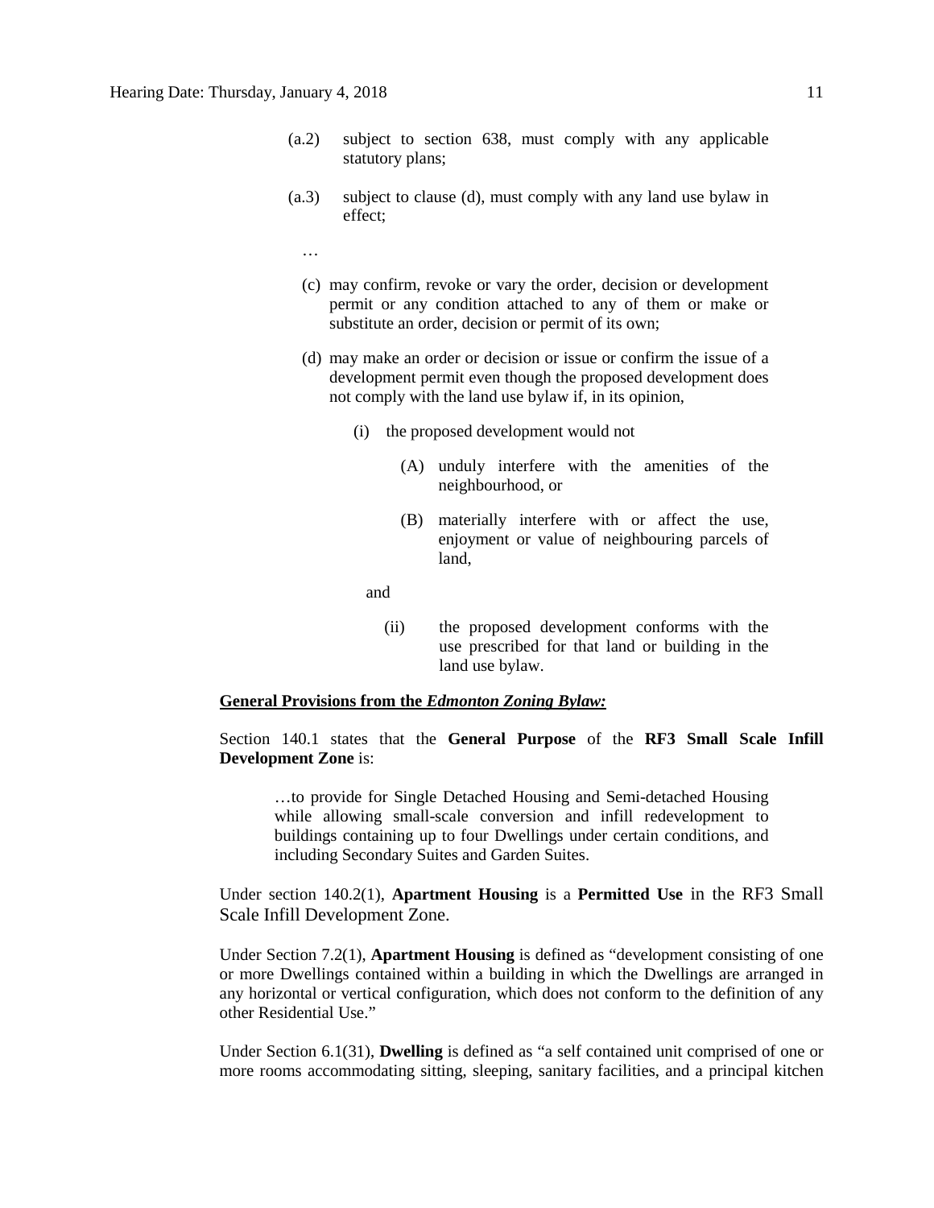(a.2) subject to section 638, must comply with any applicable statutory plans;

(a.3) subject to clause (d), must comply with any land use bylaw in effect;

…

(c) may confirm, revoke or vary the order, decision or development permit or any condition attached to any of them or make or substitute an order, decision or permit of its own;

(d) may make an order or decision or issue or confirm the issue of a development permit even though the proposed development does not comply with the land use bylaw if, in its opinion,

(i) the proposed development would not

(A) unduly interfere with the amenities of the neighbourhood, or

(B) materially interfere with or affect the use, enjoyment or value of neighbouring parcels of land,

and

(ii) the proposed development conforms with the use prescribed for that land or building in the land use bylaw.

**General Provisions from the *Edmonton Zoning Bylaw:***

Section 140.1 states that the **General Purpose** of the **RF3 Small Scale Infill Development Zone** is:

> …to provide for Single Detached Housing and Semi-detached Housing while allowing small-scale conversion and infill redevelopment to buildings containing up to four Dwellings under certain conditions, and including Secondary Suites and Garden Suites.

Under section 140.2(1), **Apartment Housing** is a **Permitted Use** in the RF3 Small Scale Infill Development Zone.

Under Section 7.2(1), **Apartment Housing** is defined as "development consisting of one or more Dwellings contained within a building in which the Dwellings are arranged in any horizontal or vertical configuration, which does not conform to the definition of any other Residential Use."

Under Section 6.1(31), **Dwelling** is defined as "a self contained unit comprised of one or more rooms accommodating sitting, sleeping, sanitary facilities, and a principal kitchen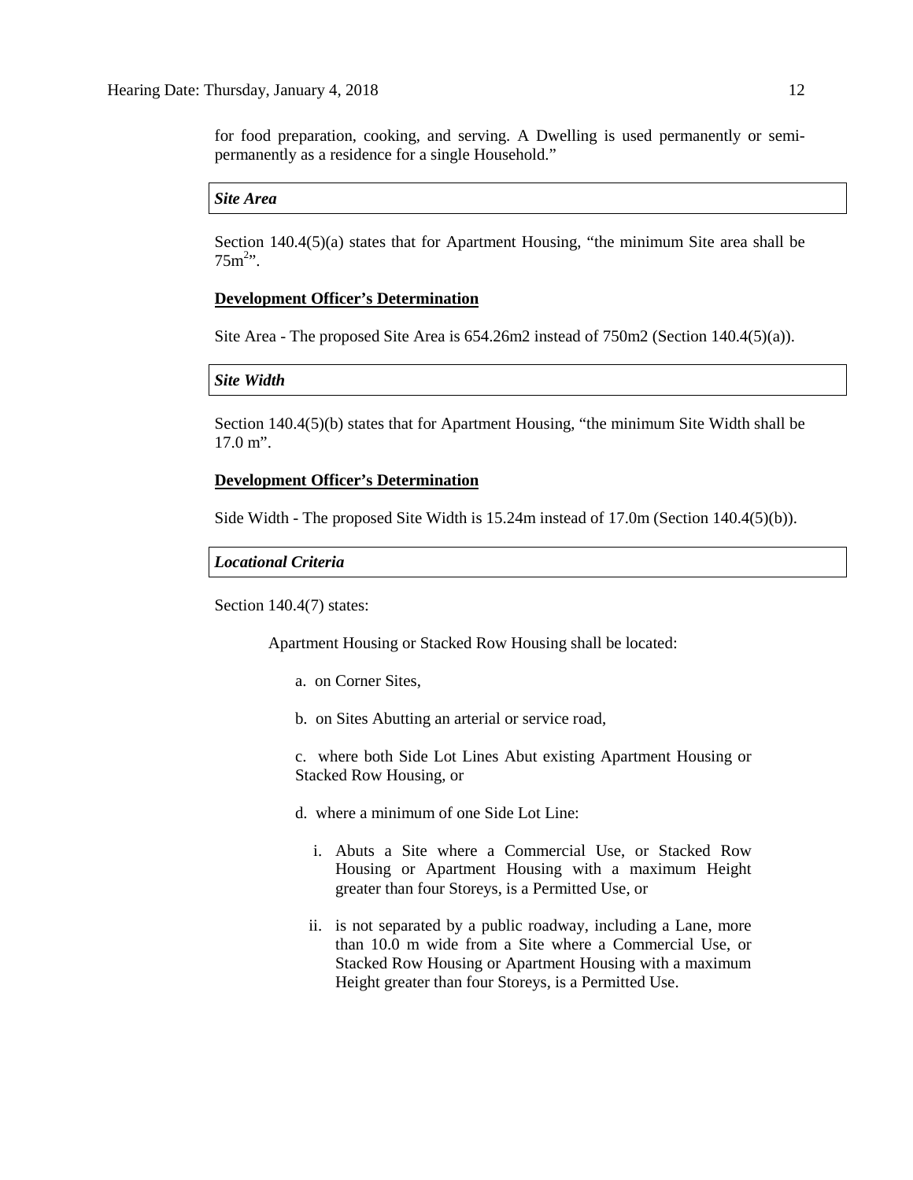for food preparation, cooking, and serving. A Dwelling is used permanently or semi-permanently as a residence for a single Household."

***Site Area***

Section 140.4(5)(a) states that for Apartment Housing, "the minimum Site area shall be $75m^2$".

**Development Officer's Determination**

Site Area - The proposed Site Area is 654.26m2 instead of 750m2 (Section 140.4(5)(a)).

***Site Width***

Section 140.4(5)(b) states that for Apartment Housing, "the minimum Site Width shall be 17.0 m".

**Development Officer's Determination**

Side Width - The proposed Site Width is 15.24m instead of 17.0m (Section 140.4(5)(b)).

***Locational Criteria***

Section 140.4(7) states:

> Apartment Housing or Stacked Row Housing shall be located:
>
> a. on Corner Sites,
>
> b. on Sites Abutting an arterial or service road,
>
> c. where both Side Lot Lines Abut existing Apartment Housing or Stacked Row Housing, or
>
> d. where a minimum of one Side Lot Line:
>
> i. Abuts a Site where a Commercial Use, or Stacked Row Housing or Apartment Housing with a maximum Height greater than four Storeys, is a Permitted Use, or
>
> ii. is not separated by a public roadway, including a Lane, more than 10.0 m wide from a Site where a Commercial Use, or Stacked Row Housing or Apartment Housing with a maximum Height greater than four Storeys, is a Permitted Use.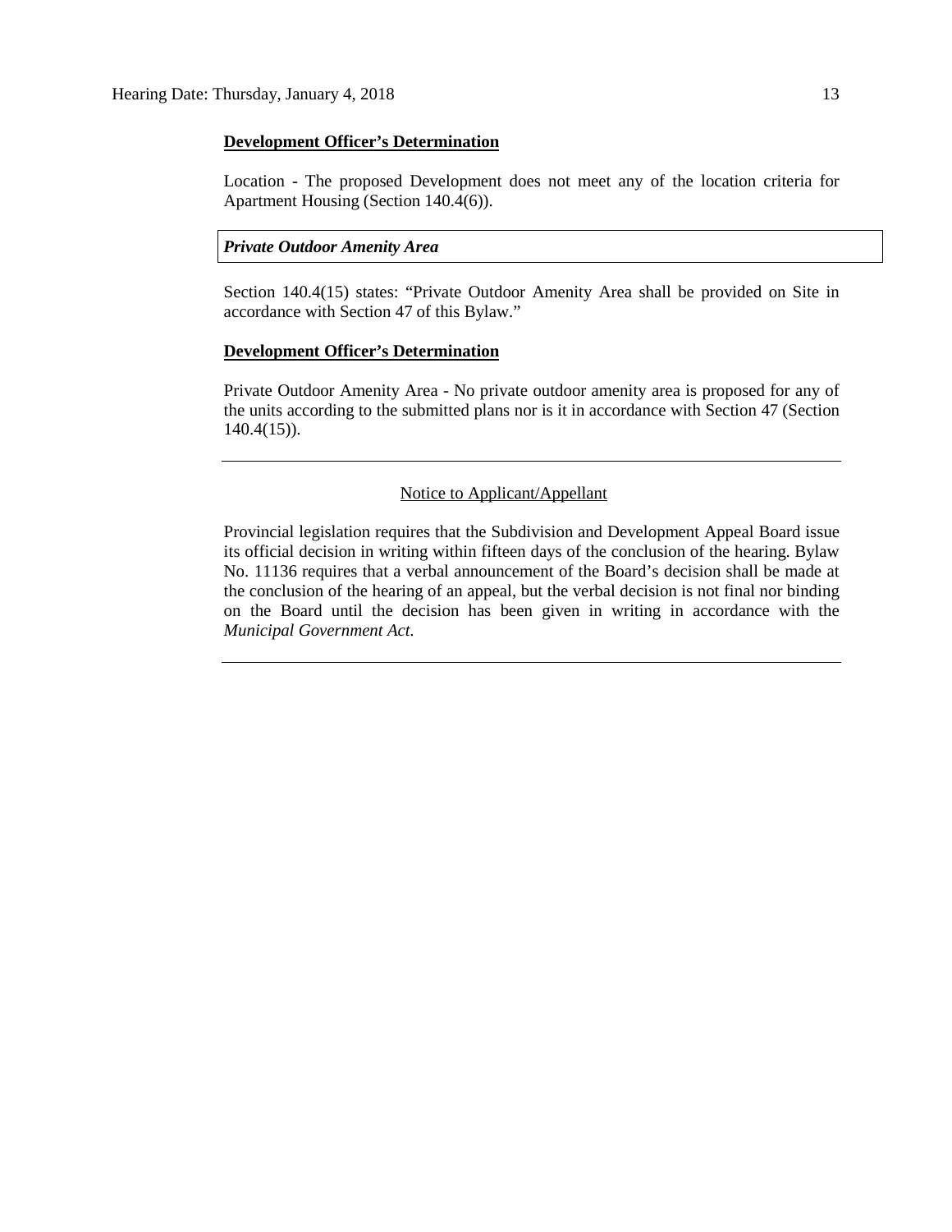**Development Officer's Determination**

Location - The proposed Development does not meet any of the location criteria for Apartment Housing (Section 140.4(6)).

***Private Outdoor Amenity Area***

Section 140.4(15) states: "Private Outdoor Amenity Area shall be provided on Site in accordance with Section 47 of this Bylaw."

**Development Officer's Determination**

Private Outdoor Amenity Area - No private outdoor amenity area is proposed for any of the units according to the submitted plans nor is it in accordance with Section 47 (Section 140.4(15)).

---

Notice to Applicant/Appellant

Provincial legislation requires that the Subdivision and Development Appeal Board issue its official decision in writing within fifteen days of the conclusion of the hearing. Bylaw No. 11136 requires that a verbal announcement of the Board's decision shall be made at the conclusion of the hearing of an appeal, but the verbal decision is not final nor binding on the Board until the decision has been given in writing in accordance with the *Municipal Government Act*.

---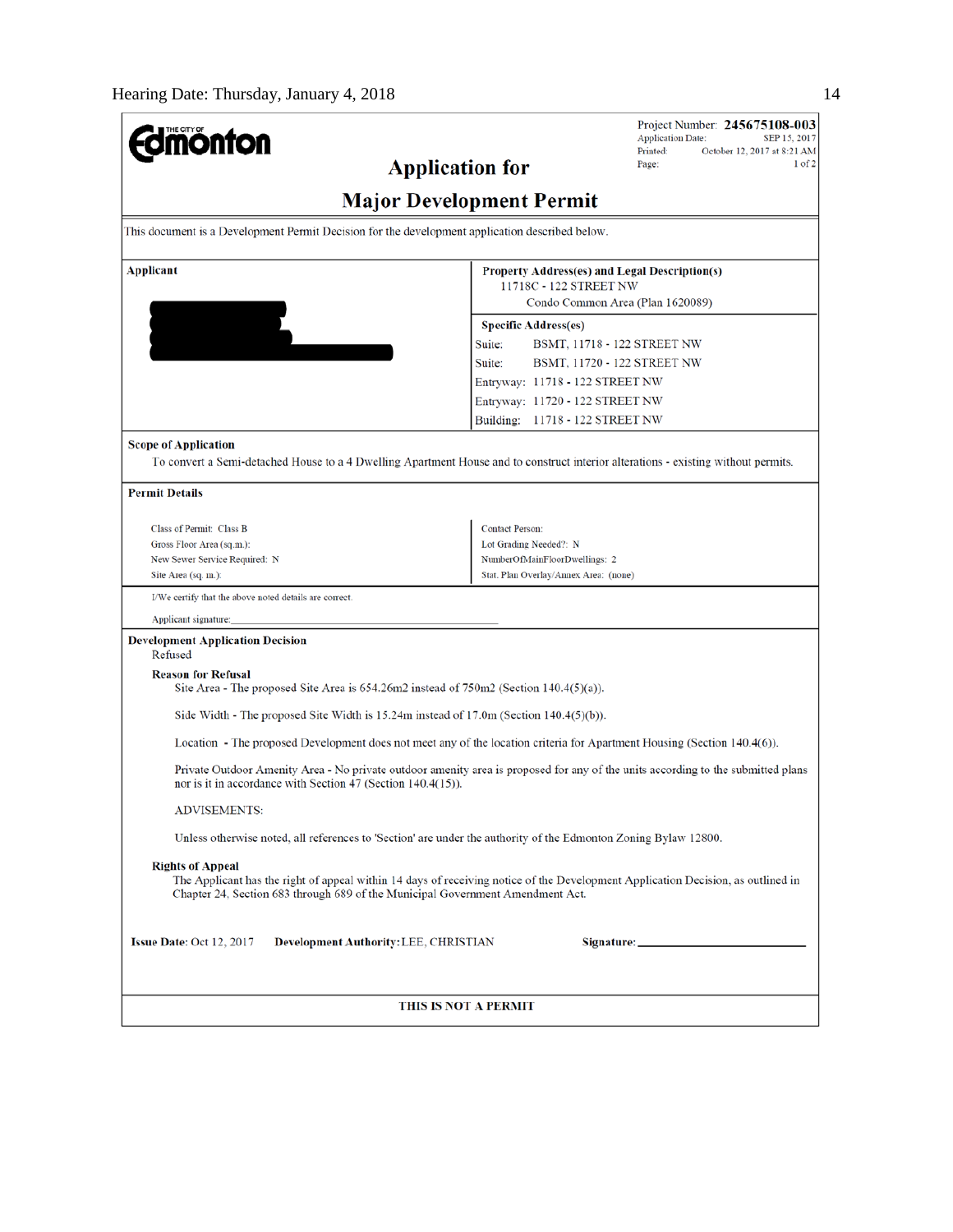**Edmonton**

Project Number: **245675108-003**
Application Date: SEP 15, 2017
Printed: October 12, 2017 at 8:21 AM
Page: 1 of 2

## Application for

## Major Development Permit

This document is a Development Permit Decision for the development application described below.

| Applicant | Property Address(es) and Legal Description(s) |
|---|---|
| | 11718C - 122 STREET NW<br>Condo Common Area (Plan 1620089) |
| | **Specific Address(es)**<br>Suite: BSMT, 11718 - 122 STREET NW<br>Suite: BSMT, 11720 - 122 STREET NW<br>Entryway: 11718 - 122 STREET NW<br>Entryway: 11720 - 122 STREET NW<br>Building: 11718 - 122 STREET NW |

**Scope of Application**

To convert a Semi-detached House to a 4 Dwelling Apartment House and to construct interior alterations - existing without permits.

**Permit Details**

| | |
|---|---|
| Class of Permit: Class B | Contact Person: |
| Gross Floor Area (sq.m.): | Lot Grading Needed?: N |
| New Sewer Service Required: N | NumberOfMainFloorDwellings: 2 |
| Site Area (sq. m.): | Stat. Plan Overlay/Annex Area: (none) |

I/We certify that the above noted details are correct.

Applicant signature:_______________________________

**Development Application Decision**

Refused

**Reason for Refusal**

Site Area - The proposed Site Area is 654.26m2 instead of 750m2 (Section 140.4(5)(a)).

Side Width - The proposed Site Width is 15.24m instead of 17.0m (Section 140.4(5)(b)).

Location - The proposed Development does not meet any of the location criteria for Apartment Housing (Section 140.4(6)).

Private Outdoor Amenity Area - No private outdoor amenity area is proposed for any of the units according to the submitted plans nor is it in accordance with Section 47 (Section 140.4(15)).

ADVISEMENTS:

Unless otherwise noted, all references to 'Section' are under the authority of the Edmonton Zoning Bylaw 12800.

**Rights of Appeal**

The Applicant has the right of appeal within 14 days of receiving notice of the Development Application Decision, as outlined in Chapter 24, Section 683 through 689 of the Municipal Government Amendment Act.

**Issue Date:** Oct 12, 2017 **Development Authority:** LEE, CHRISTIAN **Signature:**_______________________

**THIS IS NOT A PERMIT**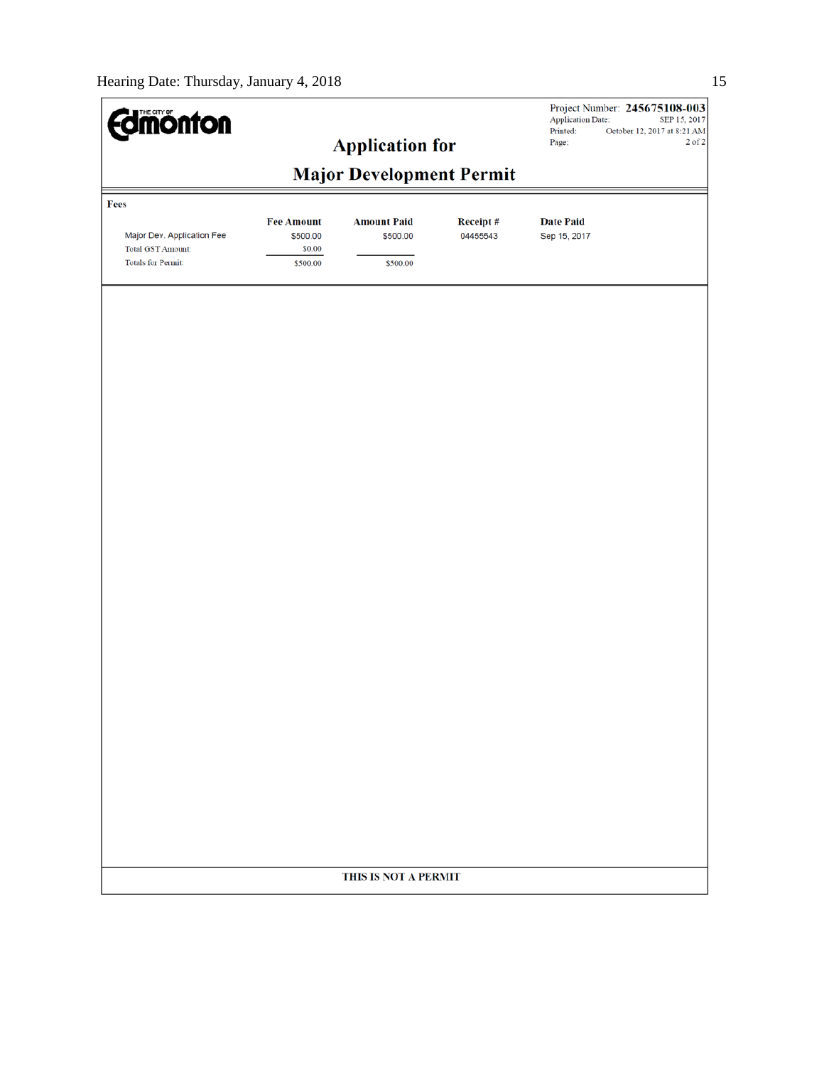**THE CITY OF Edmonton**

Project Number: **245675108-003**
Application Date: SEP 15, 2017
Printed: October 12, 2017 at 8:21 AM
Page: 2 of 2

# Application for

# Major Development Permit

**Fees**

| | Fee Amount | Amount Paid | Receipt # | Date Paid |
|---|---|---|---|---|
| Major Dev. Application Fee | $500.00 | $500.00 | 04455543 | Sep 15, 2017 |
| Total GST Amount: | $0.00 | | | |
| Totals for Permit: | $500.00 | $500.00 | | |

**THIS IS NOT A PERMIT**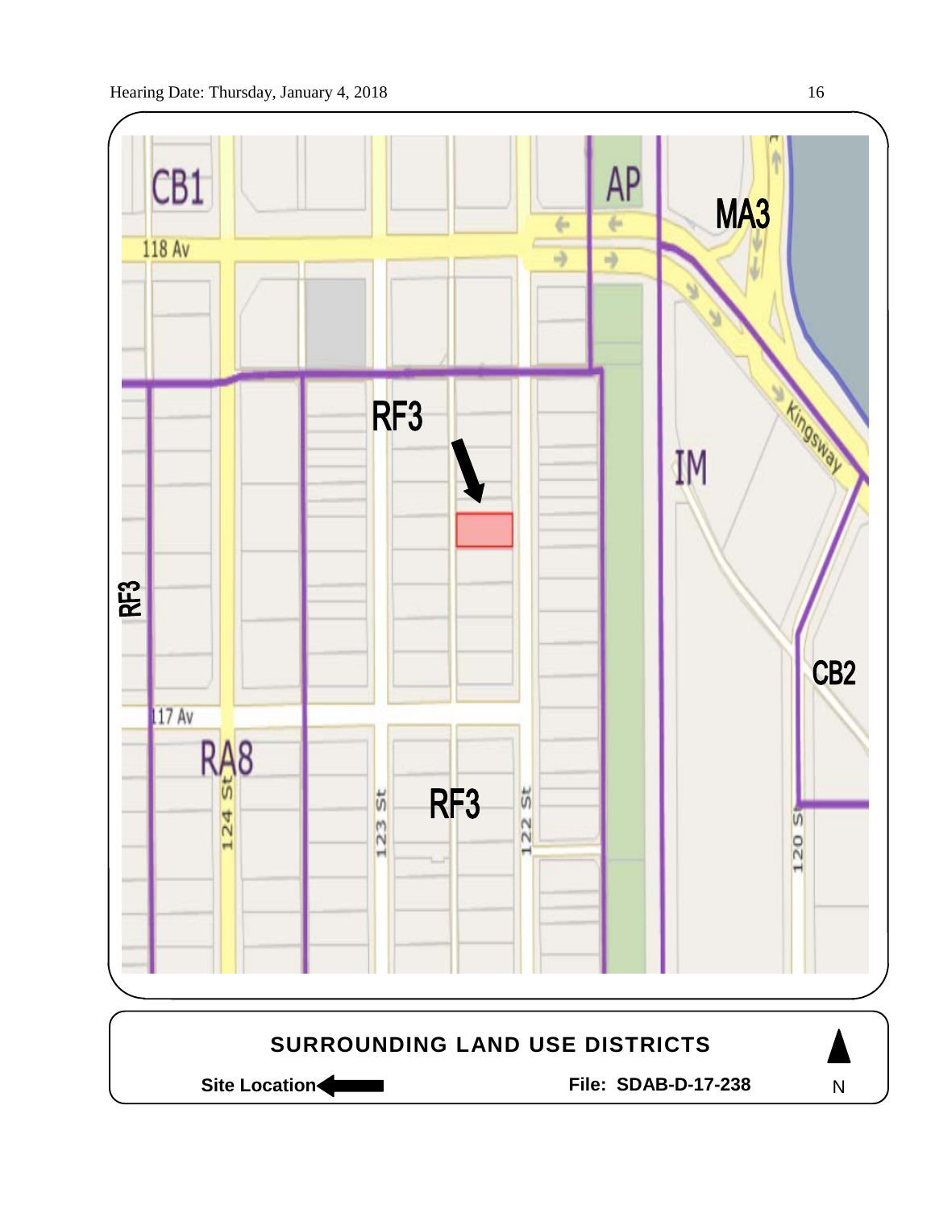CB1

AP

MA3

118 Av

RF3

IM

Kingsway

RF3

CB2

117 Av

RA8

124 St

123 St

RF3

122 St

120 St

**SURROUNDING LAND USE DISTRICTS**

**Site Location**

**File: SDAB-D-17-238**

N